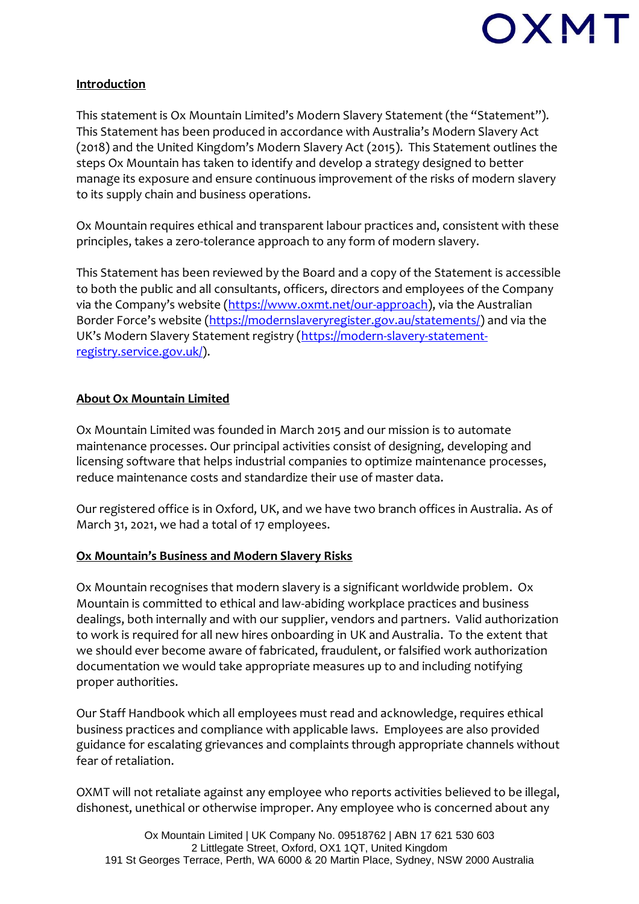**Introduction**

This statement is Ox Mountain Limited's Modern Slavery Statement (the "Statement"). This Statement has been produced in accordance with Australia's Modern Slavery Act (2018) and the United Kingdom's Modern Slavery Act (2015). This Statement outlines the steps Ox Mountain has taken to identify and develop a strategy designed to better manage its exposure and ensure continuous improvement of the risks of modern slavery to its supply chain and business operations.

Ox Mountain requires ethical and transparent labour practices and, consistent with these principles, takes a zero-tolerance approach to any form of modern slavery.

This Statement has been reviewed by the Board and a copy of the Statement is accessible to both the public and all consultants, officers, directors and employees of the Company via the Company's website (https://www.oxmt.net/our-approach), via the Australian Border Force's website (https://modernslaveryregister.gov.au/statements/) and via the UK's Modern Slavery Statement registry (https://modern-slavery-statement-registry.service.gov.uk/).

**About Ox Mountain Limited**

Ox Mountain Limited was founded in March 2015 and our mission is to automate maintenance processes. Our principal activities consist of designing, developing and licensing software that helps industrial companies to optimize maintenance processes, reduce maintenance costs and standardize their use of master data.

Our registered office is in Oxford, UK, and we have two branch offices in Australia. As of March 31, 2021, we had a total of 17 employees.

**Ox Mountain's Business and Modern Slavery Risks**

Ox Mountain recognises that modern slavery is a significant worldwide problem. Ox Mountain is committed to ethical and law-abiding workplace practices and business dealings, both internally and with our supplier, vendors and partners. Valid authorization to work is required for all new hires onboarding in UK and Australia. To the extent that we should ever become aware of fabricated, fraudulent, or falsified work authorization documentation we would take appropriate measures up to and including notifying proper authorities.

Our Staff Handbook which all employees must read and acknowledge, requires ethical business practices and compliance with applicable laws. Employees are also provided guidance for escalating grievances and complaints through appropriate channels without fear of retaliation.

OXMT will not retaliate against any employee who reports activities believed to be illegal, dishonest, unethical or otherwise improper. Any employee who is concerned about any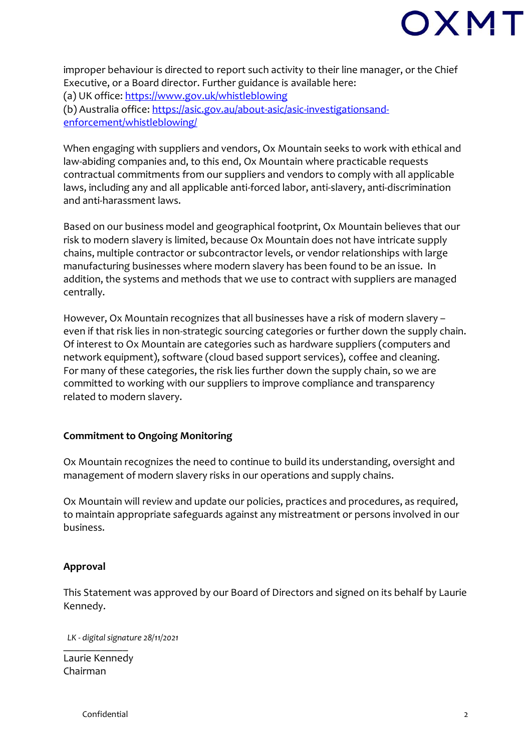improper behaviour is directed to report such activity to their line manager, or the Chief Executive, or a Board director. Further guidance is available here:
(a) UK office: [https://www.gov.uk/whistleblowing](https://www.gov.uk/whistleblowing)
(b) Australia office: [https://asic.gov.au/about-asic/asic-investigationsand-enforcement/whistleblowing/](https://asic.gov.au/about-asic/asic-investigationsand-enforcement/whistleblowing/)

When engaging with suppliers and vendors, Ox Mountain seeks to work with ethical and law-abiding companies and, to this end, Ox Mountain where practicable requests contractual commitments from our suppliers and vendors to comply with all applicable laws, including any and all applicable anti-forced labor, anti-slavery, anti-discrimination and anti-harassment laws.

Based on our business model and geographical footprint, Ox Mountain believes that our risk to modern slavery is limited, because Ox Mountain does not have intricate supply chains, multiple contractor or subcontractor levels, or vendor relationships with large manufacturing businesses where modern slavery has been found to be an issue. In addition, the systems and methods that we use to contract with suppliers are managed centrally.

However, Ox Mountain recognizes that all businesses have a risk of modern slavery – even if that risk lies in non-strategic sourcing categories or further down the supply chain. Of interest to Ox Mountain are categories such as hardware suppliers (computers and network equipment), software (cloud based support services), coffee and cleaning. For many of these categories, the risk lies further down the supply chain, so we are committed to working with our suppliers to improve compliance and transparency related to modern slavery.

**Commitment to Ongoing Monitoring**

Ox Mountain recognizes the need to continue to build its understanding, oversight and management of modern slavery risks in our operations and supply chains.

Ox Mountain will review and update our policies, practices and procedures, as required, to maintain appropriate safeguards against any mistreatment or persons involved in our business.

**Approval**

This Statement was approved by our Board of Directors and signed on its behalf by Laurie Kennedy.

*LK - digital signature 28/11/2021*

\_\_\_\_\_\_\_\_\_\_\_\_\_\_
Laurie Kennedy
Chairman